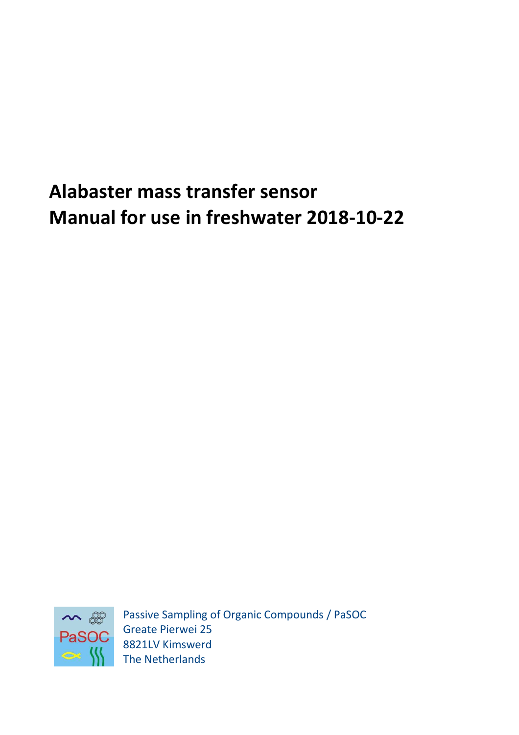# Alabaster mass transfer sensor
# Manual for use in freshwater 2018-10-22

Passive Sampling of Organic Compounds / PaSOC
Greate Pierwei 25
8821LV Kimswerd
The Netherlands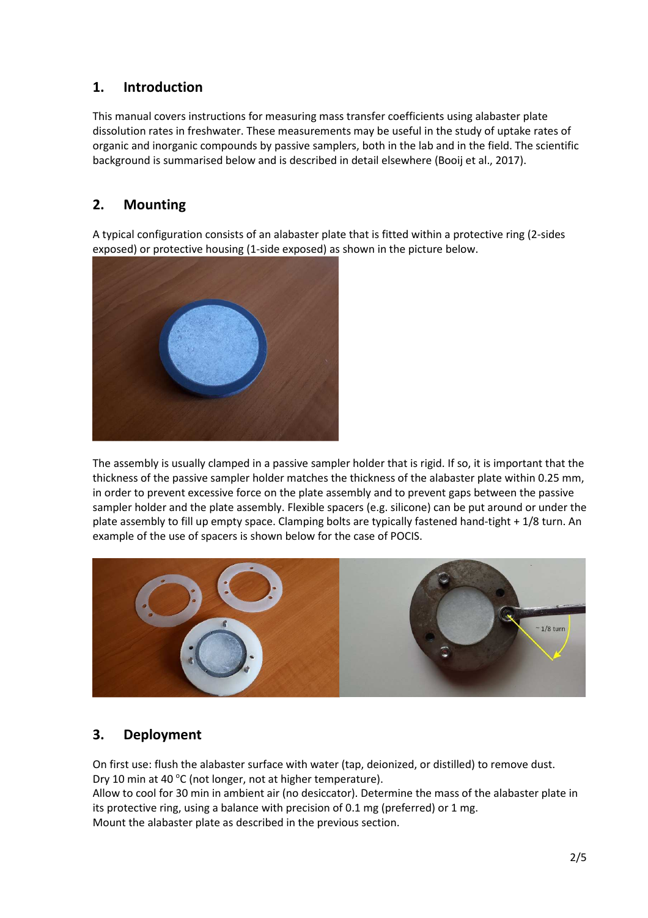## 1. Introduction

This manual covers instructions for measuring mass transfer coefficients using alabaster plate dissolution rates in freshwater. These measurements may be useful in the study of uptake rates of organic and inorganic compounds by passive samplers, both in the lab and in the field. The scientific background is summarised below and is described in detail elsewhere (Booij et al., 2017).

## 2. Mounting

A typical configuration consists of an alabaster plate that is fitted within a protective ring (2-sides exposed) or protective housing (1-side exposed) as shown in the picture below.

The assembly is usually clamped in a passive sampler holder that is rigid. If so, it is important that the thickness of the passive sampler holder matches the thickness of the alabaster plate within 0.25 mm, in order to prevent excessive force on the plate assembly and to prevent gaps between the passive sampler holder and the plate assembly. Flexible spacers (e.g. silicone) can be put around or under the plate assembly to fill up empty space. Clamping bolts are typically fastened hand-tight + 1/8 turn. An example of the use of spacers is shown below for the case of POCIS.

## 3. Deployment

On first use: flush the alabaster surface with water (tap, deionized, or distilled) to remove dust.
Dry 10 min at 40 °C (not longer, not at higher temperature).
Allow to cool for 30 min in ambient air (no desiccator). Determine the mass of the alabaster plate in its protective ring, using a balance with precision of 0.1 mg (preferred) or 1 mg.
Mount the alabaster plate as described in the previous section.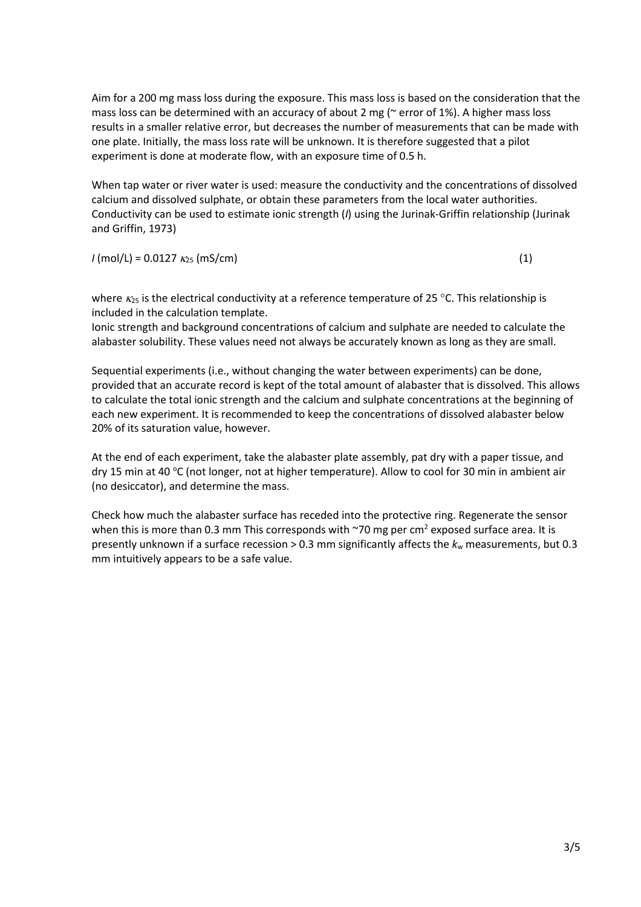Aim for a 200 mg mass loss during the exposure. This mass loss is based on the consideration that the mass loss can be determined with an accuracy of about 2 mg (~ error of 1%). A higher mass loss results in a smaller relative error, but decreases the number of measurements that can be made with one plate. Initially, the mass loss rate will be unknown. It is therefore suggested that a pilot experiment is done at moderate flow, with an exposure time of 0.5 h.

When tap water or river water is used: measure the conductivity and the concentrations of dissolved calcium and dissolved sulphate, or obtain these parameters from the local water authorities. Conductivity can be used to estimate ionic strength ($I$) using the Jurinak-Griffin relationship (Jurinak and Griffin, 1973)

$$I \text{ (mol/L)} = 0.0127 \; \kappa_{25} \text{ (mS/cm)} \tag{1}$$

where $\kappa_{25}$ is the electrical conductivity at a reference temperature of 25 °C. This relationship is included in the calculation template.
Ionic strength and background concentrations of calcium and sulphate are needed to calculate the alabaster solubility. These values need not always be accurately known as long as they are small.

Sequential experiments (i.e., without changing the water between experiments) can be done, provided that an accurate record is kept of the total amount of alabaster that is dissolved. This allows to calculate the total ionic strength and the calcium and sulphate concentrations at the beginning of each new experiment. It is recommended to keep the concentrations of dissolved alabaster below 20% of its saturation value, however.

At the end of each experiment, take the alabaster plate assembly, pat dry with a paper tissue, and dry 15 min at 40 °C (not longer, not at higher temperature). Allow to cool for 30 min in ambient air (no desiccator), and determine the mass.

Check how much the alabaster surface has receded into the protective ring. Regenerate the sensor when this is more than 0.3 mm This corresponds with ~70 mg per $cm^2$ exposed surface area. It is presently unknown if a surface recession > 0.3 mm significantly affects the $k_w$ measurements, but 0.3 mm intuitively appears to be a safe value.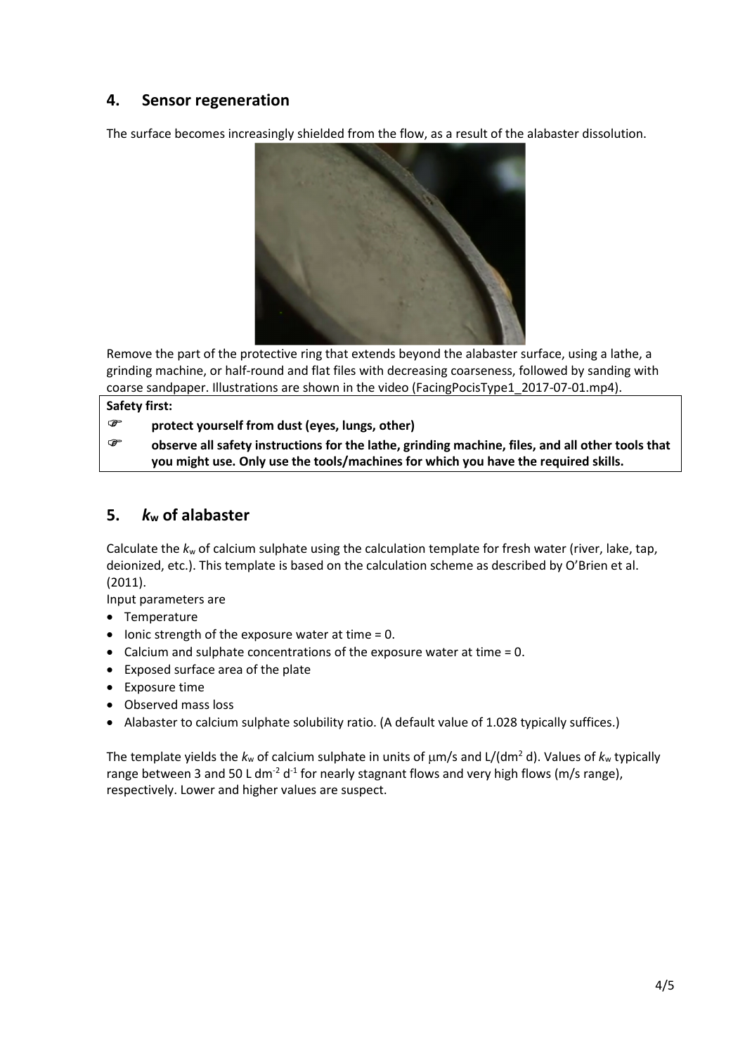## 4. Sensor regeneration

The surface becomes increasingly shielded from the flow, as a result of the alabaster dissolution.

Remove the part of the protective ring that extends beyond the alabaster surface, using a lathe, a grinding machine, or half-round and flat files with decreasing coarseness, followed by sanding with coarse sandpaper. Illustrations are shown in the video (FacingPocisType1_2017-07-01.mp4).

**Safety first:**

- **protect yourself from dust (eyes, lungs, other)**
- **observe all safety instructions for the lathe, grinding machine, files, and all other tools that you might use. Only use the tools/machines for which you have the required skills.**

## 5. $k_w$ of alabaster

Calculate the $k_w$ of calcium sulphate using the calculation template for fresh water (river, lake, tap, deionized, etc.). This template is based on the calculation scheme as described by O'Brien et al. (2011).

Input parameters are

- Temperature
- Ionic strength of the exposure water at time = 0.
- Calcium and sulphate concentrations of the exposure water at time = 0.
- Exposed surface area of the plate
- Exposure time
- Observed mass loss
- Alabaster to calcium sulphate solubility ratio. (A default value of 1.028 typically suffices.)

The template yields the $k_w$ of calcium sulphate in units of $\mu$m/s and L/(dm$^2$ d). Values of $k_w$ typically range between 3 and 50 L dm$^{-2}$ d$^{-1}$ for nearly stagnant flows and very high flows (m/s range), respectively. Lower and higher values are suspect.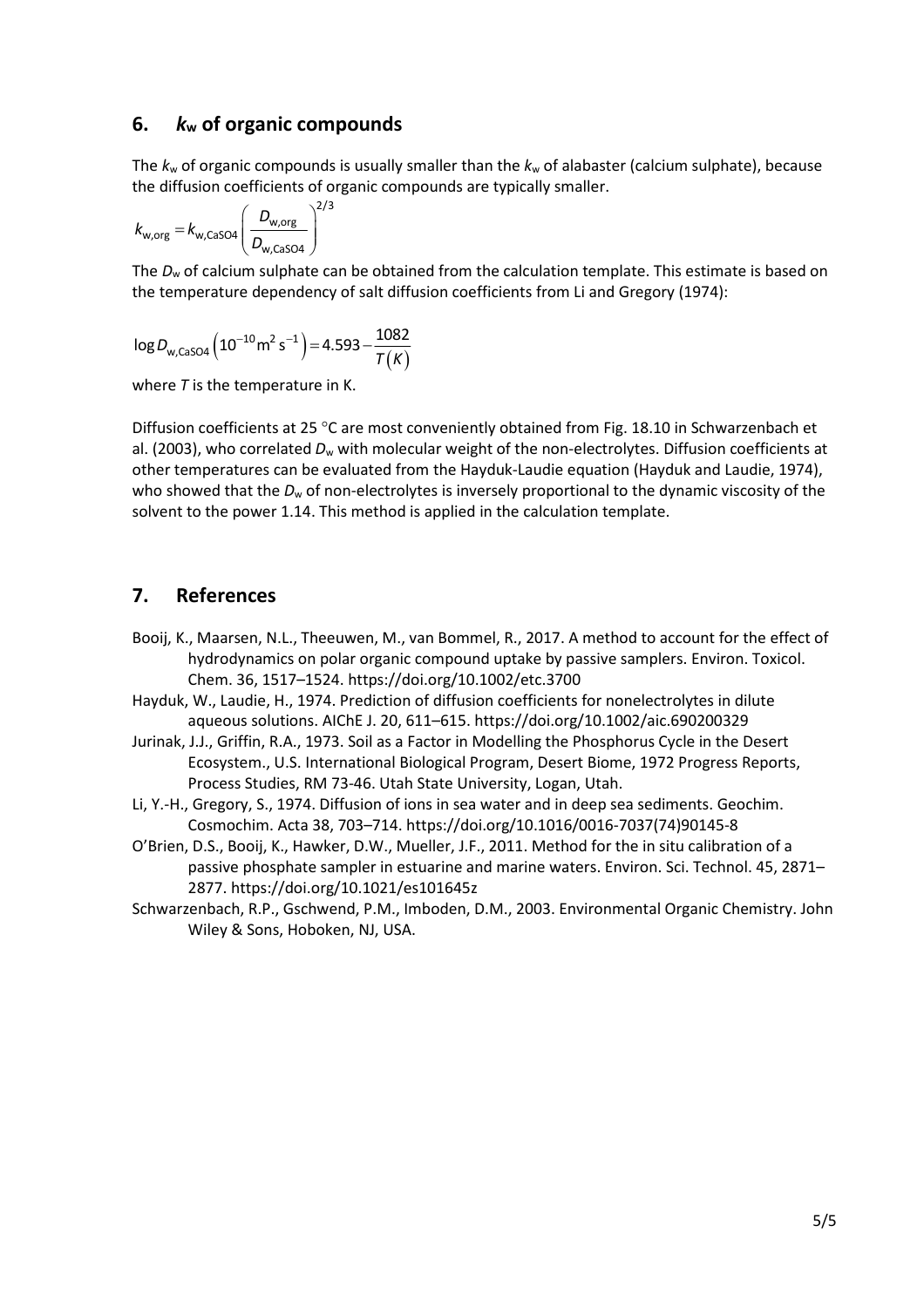## 6. $k_w$ of organic compounds

The $k_w$ of organic compounds is usually smaller than the $k_w$ of alabaster (calcium sulphate), because the diffusion coefficients of organic compounds are typically smaller.

$$k_{w,org} = k_{w,CaSO4}\left(\frac{D_{w,org}}{D_{w,CaSO4}}\right)^{2/3}$$

The $D_w$ of calcium sulphate can be obtained from the calculation template. This estimate is based on the temperature dependency of salt diffusion coefficients from Li and Gregory (1974):

$$\log D_{w,CaSO4}\left(10^{-10}\,m^2\,s^{-1}\right) = 4.593 - \frac{1082}{T(K)}$$

where $T$ is the temperature in K.

Diffusion coefficients at 25 °C are most conveniently obtained from Fig. 18.10 in Schwarzenbach et al. (2003), who correlated $D_w$ with molecular weight of the non-electrolytes. Diffusion coefficients at other temperatures can be evaluated from the Hayduk-Laudie equation (Hayduk and Laudie, 1974), who showed that the $D_w$ of non-electrolytes is inversely proportional to the dynamic viscosity of the solvent to the power 1.14. This method is applied in the calculation template.

## 7. References

Booij, K., Maarsen, N.L., Theeuwen, M., van Bommel, R., 2017. A method to account for the effect of hydrodynamics on polar organic compound uptake by passive samplers. Environ. Toxicol. Chem. 36, 1517–1524. https://doi.org/10.1002/etc.3700

Hayduk, W., Laudie, H., 1974. Prediction of diffusion coefficients for nonelectrolytes in dilute aqueous solutions. AIChE J. 20, 611–615. https://doi.org/10.1002/aic.690200329

Jurinak, J.J., Griffin, R.A., 1973. Soil as a Factor in Modelling the Phosphorus Cycle in the Desert Ecosystem., U.S. International Biological Program, Desert Biome, 1972 Progress Reports, Process Studies, RM 73-46. Utah State University, Logan, Utah.

Li, Y.-H., Gregory, S., 1974. Diffusion of ions in sea water and in deep sea sediments. Geochim. Cosmochim. Acta 38, 703–714. https://doi.org/10.1016/0016-7037(74)90145-8

O'Brien, D.S., Booij, K., Hawker, D.W., Mueller, J.F., 2011. Method for the in situ calibration of a passive phosphate sampler in estuarine and marine waters. Environ. Sci. Technol. 45, 2871–2877. https://doi.org/10.1021/es101645z

Schwarzenbach, R.P., Gschwend, P.M., Imboden, D.M., 2003. Environmental Organic Chemistry. John Wiley & Sons, Hoboken, NJ, USA.